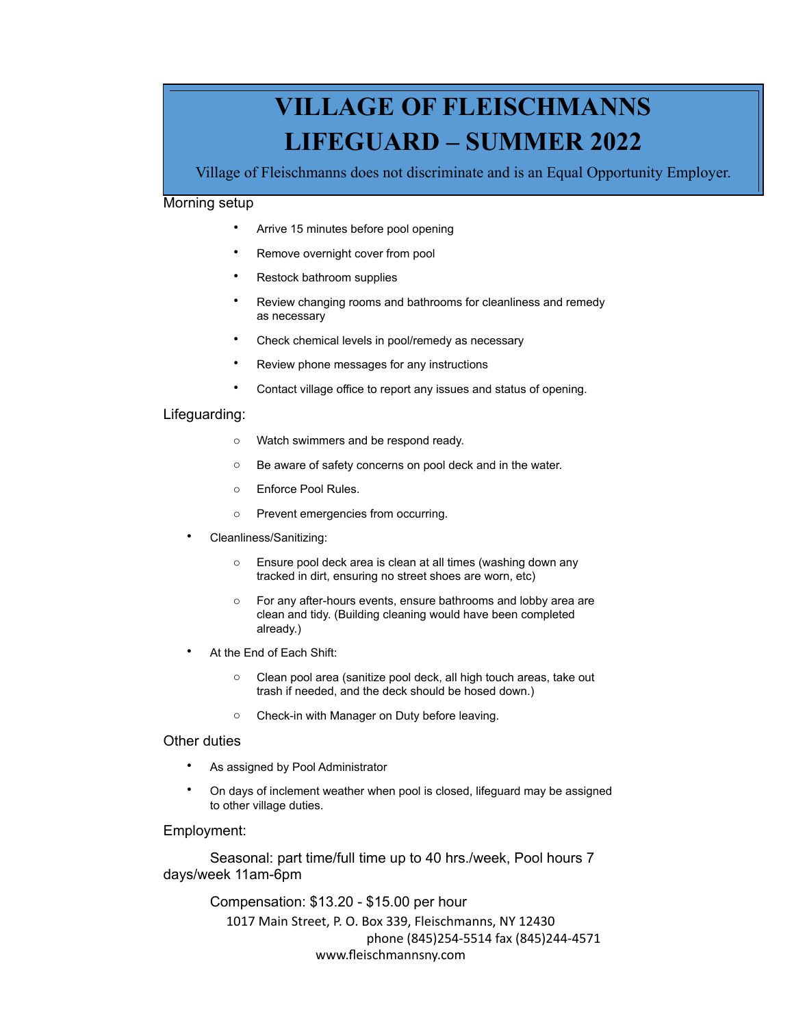# VILLAGE OF FLEISCHMANNS
# LIFEGUARD – SUMMER 2022

Village of Fleischmanns does not discriminate and is an Equal Opportunity Employer.

Morning setup

- Arrive 15 minutes before pool opening
- Remove overnight cover from pool
- Restock bathroom supplies
- Review changing rooms and bathrooms for cleanliness and remedy as necessary
- Check chemical levels in pool/remedy as necessary
- Review phone messages for any instructions
- Contact village office to report any issues and status of opening.

Lifeguarding:

- Watch swimmers and be respond ready.
- Be aware of safety concerns on pool deck and in the water.
- Enforce Pool Rules.
- Prevent emergencies from occurring.

- Cleanliness/Sanitizing:
    - Ensure pool deck area is clean at all times (washing down any tracked in dirt, ensuring no street shoes are worn, etc)
    - For any after-hours events, ensure bathrooms and lobby area are clean and tidy. (Building cleaning would have been completed already.)
- At the End of Each Shift:
    - Clean pool area (sanitize pool deck, all high touch areas, take out trash if needed, and the deck should be hosed down.)
    - Check-in with Manager on Duty before leaving.

Other duties

- As assigned by Pool Administrator
- On days of inclement weather when pool is closed, lifeguard may be assigned to other village duties.

Employment:

Seasonal: part time/full time up to 40 hrs./week, Pool hours 7 days/week 11am-6pm

Compensation: $13.20 - $15.00 per hour

1017 Main Street, P. O. Box 339, Fleischmanns, NY 12430
phone (845)254-5514 fax (845)244-4571
www.fleischmannsny.com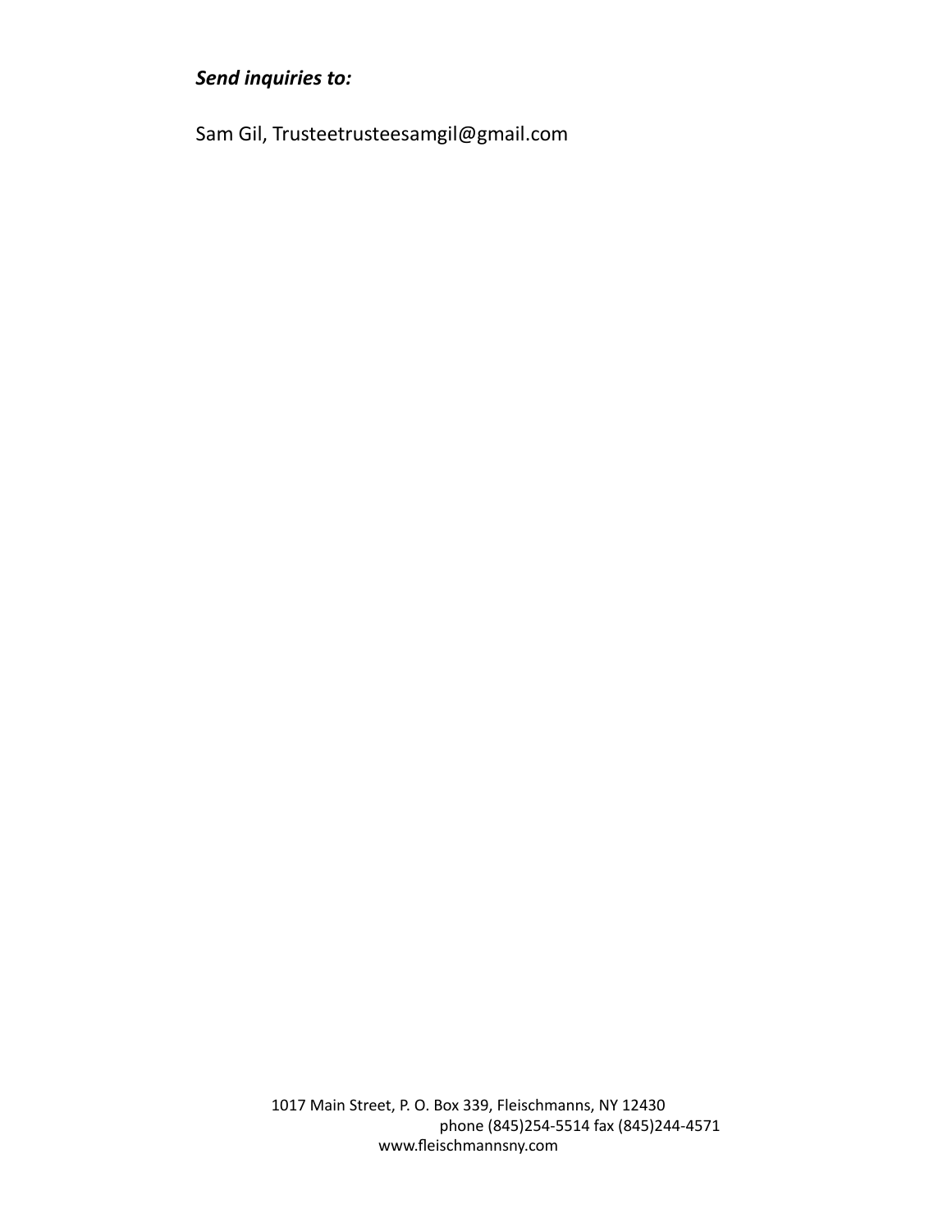***Send inquiries to:***

Sam Gil, Trusteetrusteesamgil@gmail.com

1017 Main Street, P. O. Box 339, Fleischmanns, NY 12430
phone (845)254-5514 fax (845)244-4571
www.fleischmannsny.com